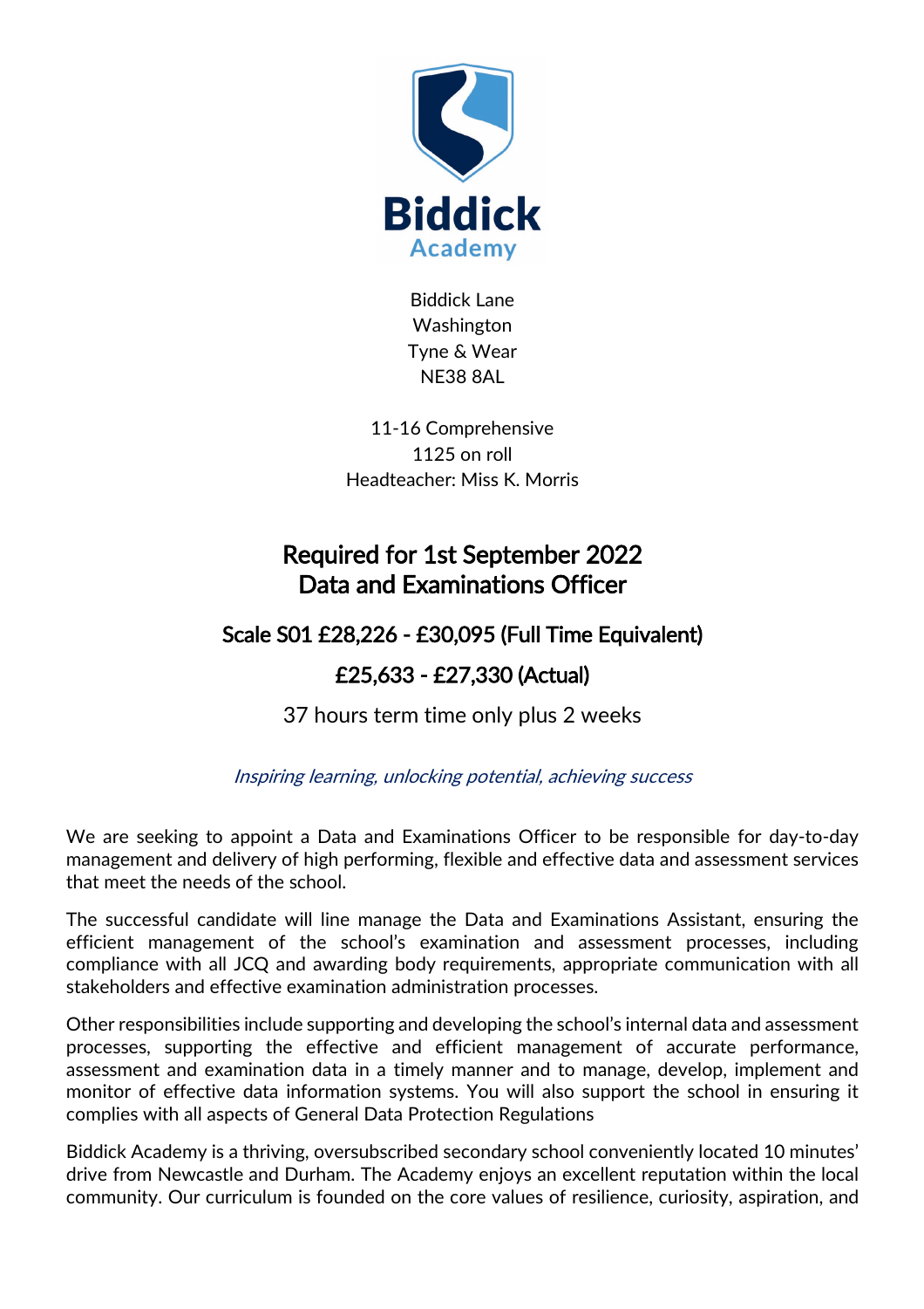Biddick Academy

Biddick Lane
Washington
Tyne & Wear
NE38 8AL

11-16 Comprehensive
1125 on roll
Headteacher: Miss K. Morris

# Required for 1st September 2022
# Data and Examinations Officer

## Scale S01 £28,226 - £30,095 (Full Time Equivalent)

## £25,633 - £27,330 (Actual)

37 hours term time only plus 2 weeks

*Inspiring learning, unlocking potential, achieving success*

We are seeking to appoint a Data and Examinations Officer to be responsible for day-to-day management and delivery of high performing, flexible and effective data and assessment services that meet the needs of the school.

The successful candidate will line manage the Data and Examinations Assistant, ensuring the efficient management of the school's examination and assessment processes, including compliance with all JCQ and awarding body requirements, appropriate communication with all stakeholders and effective examination administration processes.

Other responsibilities include supporting and developing the school's internal data and assessment processes, supporting the effective and efficient management of accurate performance, assessment and examination data in a timely manner and to manage, develop, implement and monitor of effective data information systems. You will also support the school in ensuring it complies with all aspects of General Data Protection Regulations

Biddick Academy is a thriving, oversubscribed secondary school conveniently located 10 minutes' drive from Newcastle and Durham. The Academy enjoys an excellent reputation within the local community. Our curriculum is founded on the core values of resilience, curiosity, aspiration, and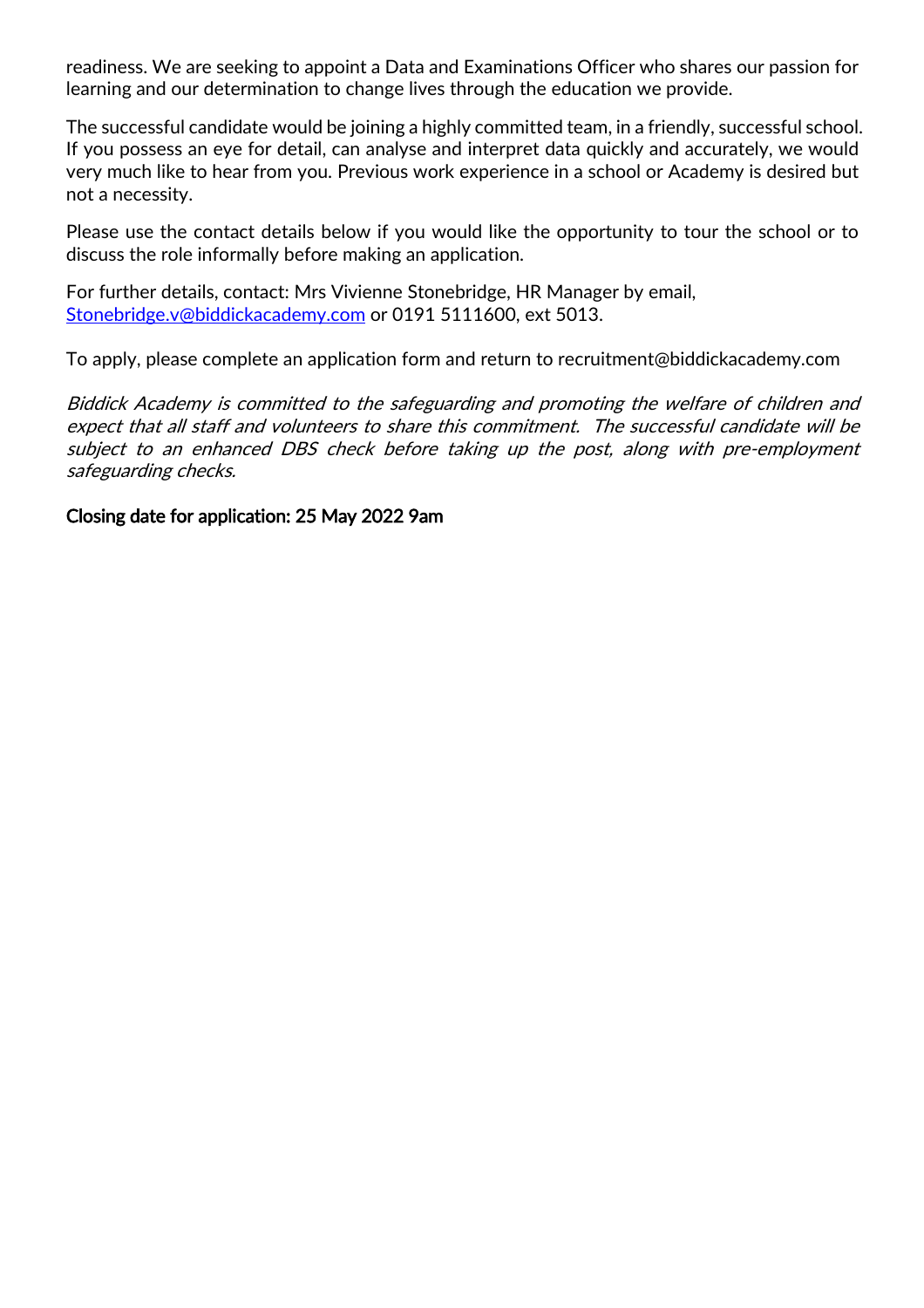readiness. We are seeking to appoint a Data and Examinations Officer who shares our passion for learning and our determination to change lives through the education we provide.

The successful candidate would be joining a highly committed team, in a friendly, successful school. If you possess an eye for detail, can analyse and interpret data quickly and accurately, we would very much like to hear from you. Previous work experience in a school or Academy is desired but not a necessity.

Please use the contact details below if you would like the opportunity to tour the school or to discuss the role informally before making an application.

For further details, contact: Mrs Vivienne Stonebridge, HR Manager by email, Stonebridge.v@biddickacademy.com or 0191 5111600, ext 5013.

To apply, please complete an application form and return to recruitment@biddickacademy.com

*Biddick Academy is committed to the safeguarding and promoting the welfare of children and expect that all staff and volunteers to share this commitment. The successful candidate will be subject to an enhanced DBS check before taking up the post, along with pre-employment safeguarding checks.*

**Closing date for application: 25 May 2022 9am**